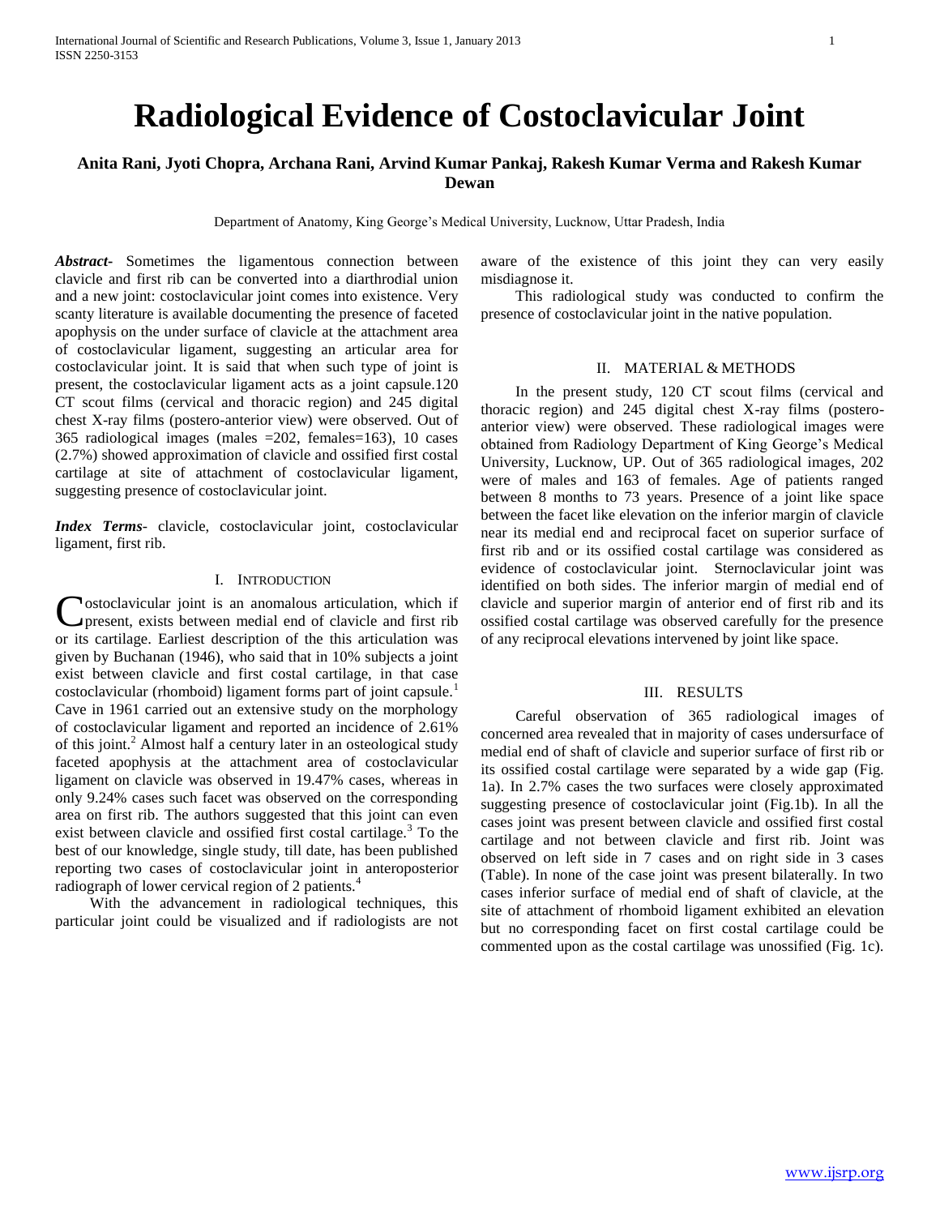# Radiological Evidence of Costoclavicular Joint

**Anita Rani, Jyoti Chopra, Archana Rani, Arvind Kumar Pankaj, Rakesh Kumar Verma and Rakesh Kumar Dewan**

Department of Anatomy, King George's Medical University, Lucknow, Uttar Pradesh, India

***Abstract-*** Sometimes the ligamentous connection between clavicle and first rib can be converted into a diarthrodial union and a new joint: costoclavicular joint comes into existence. Very scanty literature is available documenting the presence of faceted apophysis on the under surface of clavicle at the attachment area of costoclavicular ligament, suggesting an articular area for costoclavicular joint. It is said that when such type of joint is present, the costoclavicular ligament acts as a joint capsule.120 CT scout films (cervical and thoracic region) and 245 digital chest X-ray films (postero-anterior view) were observed. Out of 365 radiological images (males =202, females=163), 10 cases (2.7%) showed approximation of clavicle and ossified first costal cartilage at site of attachment of costoclavicular ligament, suggesting presence of costoclavicular joint.

***Index Terms-*** clavicle, costoclavicular joint, costoclavicular ligament, first rib.

## I. Introduction

Costoclavicular joint is an anomalous articulation, which if present, exists between medial end of clavicle and first rib or its cartilage. Earliest description of the this articulation was given by Buchanan (1946), who said that in 10% subjects a joint exist between clavicle and first costal cartilage, in that case costoclavicular (rhomboid) ligament forms part of joint capsule.[1] Cave in 1961 carried out an extensive study on the morphology of costoclavicular ligament and reported an incidence of 2.61% of this joint.[2] Almost half a century later in an osteological study faceted apophysis at the attachment area of costoclavicular ligament on clavicle was observed in 19.47% cases, whereas in only 9.24% cases such facet was observed on the corresponding area on first rib. The authors suggested that this joint can even exist between clavicle and ossified first costal cartilage.[3] To the best of our knowledge, single study, till date, has been published reporting two cases of costoclavicular joint in anteroposterior radiograph of lower cervical region of 2 patients.[4]

With the advancement in radiological techniques, this particular joint could be visualized and if radiologists are not aware of the existence of this joint they can very easily misdiagnose it.

This radiological study was conducted to confirm the presence of costoclavicular joint in the native population.

## II. Material & Methods

In the present study, 120 CT scout films (cervical and thoracic region) and 245 digital chest X-ray films (postero-anterior view) were observed. These radiological images were obtained from Radiology Department of King George's Medical University, Lucknow, UP. Out of 365 radiological images, 202 were of males and 163 of females. Age of patients ranged between 8 months to 73 years. Presence of a joint like space between the facet like elevation on the inferior margin of clavicle near its medial end and reciprocal facet on superior surface of first rib and or its ossified costal cartilage was considered as evidence of costoclavicular joint. Sternoclavicular joint was identified on both sides. The inferior margin of medial end of clavicle and superior margin of anterior end of first rib and its ossified costal cartilage was observed carefully for the presence of any reciprocal elevations intervened by joint like space.

## III. Results

Careful observation of 365 radiological images of concerned area revealed that in majority of cases undersurface of medial end of shaft of clavicle and superior surface of first rib or its ossified costal cartilage were separated by a wide gap (Fig. 1a). In 2.7% cases the two surfaces were closely approximated suggesting presence of costoclavicular joint (Fig.1b). In all the cases joint was present between clavicle and ossified first costal cartilage and not between clavicle and first rib. Joint was observed on left side in 7 cases and on right side in 3 cases (Table). In none of the case joint was present bilaterally. In two cases inferior surface of medial end of shaft of clavicle, at the site of attachment of rhomboid ligament exhibited an elevation but no corresponding facet on first costal cartilage could be commented upon as the costal cartilage was unossified (Fig. 1c).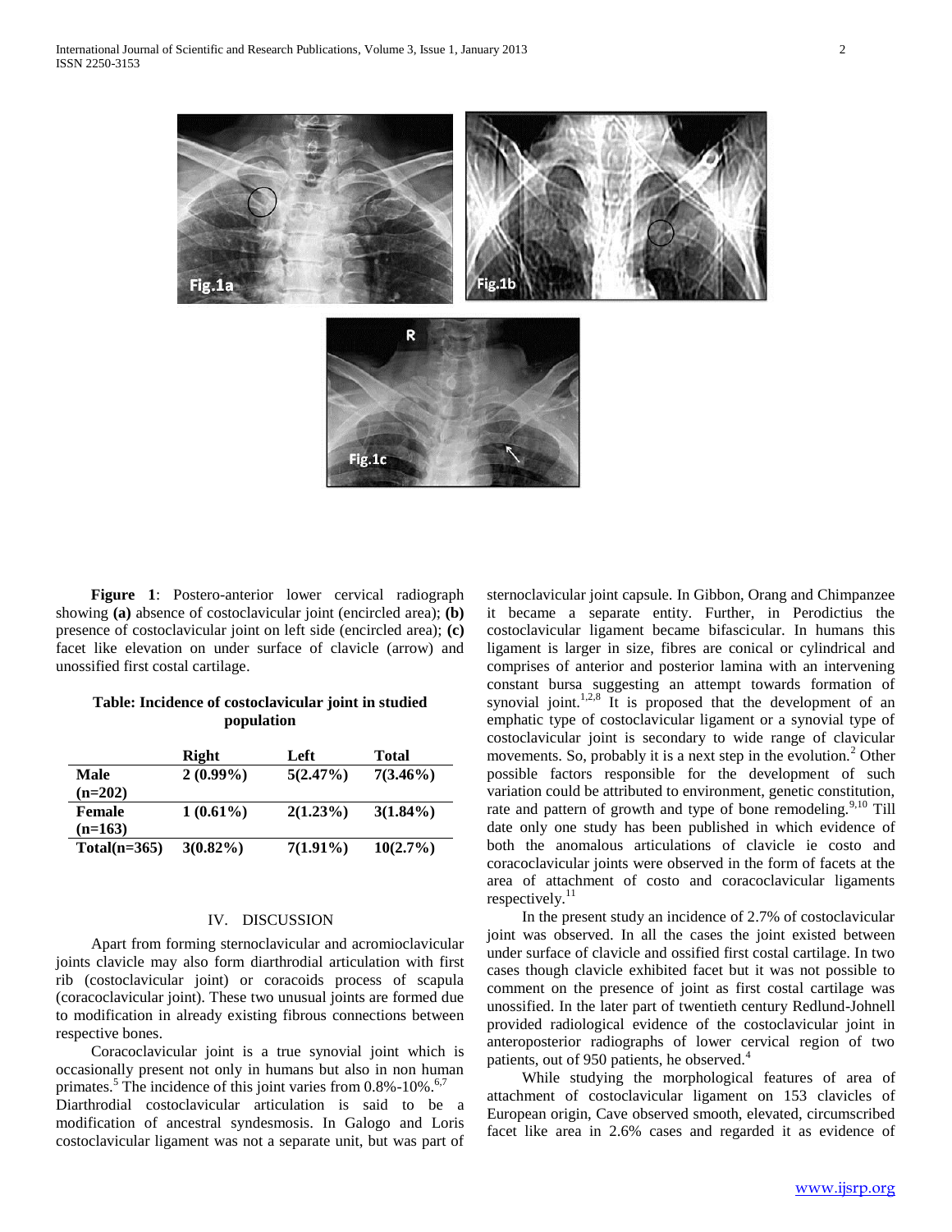**Figure 1**: Postero-anterior lower cervical radiograph showing **(a)** absence of costoclavicular joint (encircled area); **(b)** presence of costoclavicular joint on left side (encircled area); **(c)** facet like elevation on under surface of clavicle (arrow) and unossified first costal cartilage.

**Table: Incidence of costoclavicular joint in studied population**

| | Right | Left | Total |
|---|---|---|---|
| **Male (n=202)** | **2 (0.99%)** | **5(2.47%)** | **7(3.46%)** |
| **Female (n=163)** | **1 (0.61%)** | **2(1.23%)** | **3(1.84%)** |
| **Total(n=365)** | **3(0.82%)** | **7(1.91%)** | **10(2.7%)** |

## IV. DISCUSSION

Apart from forming sternoclavicular and acromioclavicular joints clavicle may also form diarthrodial articulation with first rib (costoclavicular joint) or coracoids process of scapula (coracoclavicular joint). These two unusual joints are formed due to modification in already existing fibrous connections between respective bones.

Coracoclavicular joint is a true synovial joint which is occasionally present not only in humans but also in non human primates.[5] The incidence of this joint varies from 0.8%-10%.[6,7] Diarthrodial costoclavicular articulation is said to be a modification of ancestral syndesmosis. In Galogo and Loris costoclavicular ligament was not a separate unit, but was part of sternoclavicular joint capsule. In Gibbon, Orang and Chimpanzee it became a separate entity. Further, in Perodictius the costoclavicular ligament became bifascicular. In humans this ligament is larger in size, fibres are conical or cylindrical and comprises of anterior and posterior lamina with an intervening constant bursa suggesting an attempt towards formation of synovial joint.[1,2,8] It is proposed that the development of an emphatic type of costoclavicular ligament or a synovial type of costoclavicular joint is secondary to wide range of clavicular movements. So, probably it is a next step in the evolution.[2] Other possible factors responsible for the development of such variation could be attributed to environment, genetic constitution, rate and pattern of growth and type of bone remodeling.[9,10] Till date only one study has been published in which evidence of both the anomalous articulations of clavicle ie costo and coracoclavicular joints were observed in the form of facets at the area of attachment of costo and coracoclavicular ligaments respectively.[11]

In the present study an incidence of 2.7% of costoclavicular joint was observed. In all the cases the joint existed between under surface of clavicle and ossified first costal cartilage. In two cases though clavicle exhibited facet but it was not possible to comment on the presence of joint as first costal cartilage was unossified. In the later part of twentieth century Redlund-Johnell provided radiological evidence of the costoclavicular joint in anteroposterior radiographs of lower cervical region of two patients, out of 950 patients, he observed.[4]

While studying the morphological features of area of attachment of costoclavicular ligament on 153 clavicles of European origin, Cave observed smooth, elevated, circumscribed facet like area in 2.6% cases and regarded it as evidence of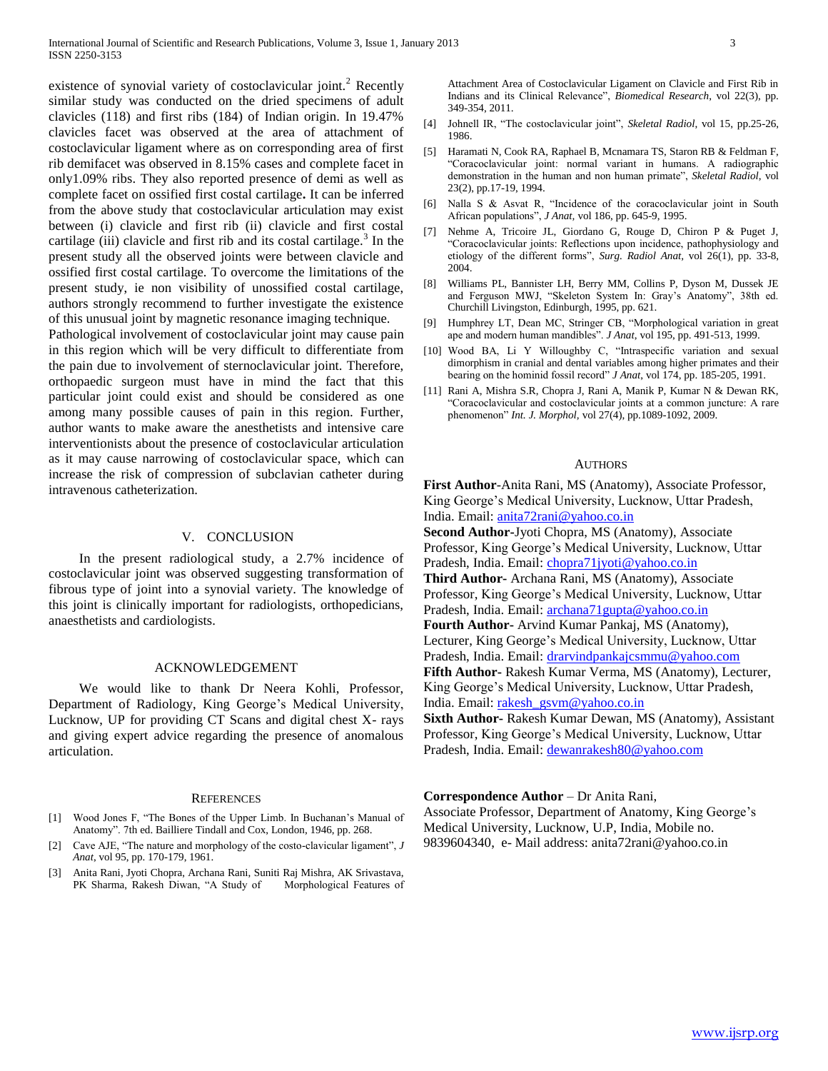existence of synovial variety of costoclavicular joint.[2] Recently similar study was conducted on the dried specimens of adult clavicles (118) and first ribs (184) of Indian origin. In 19.47% clavicles facet was observed at the area of attachment of costoclavicular ligament where as on corresponding area of first rib demifacet was observed in 8.15% cases and complete facet in only1.09% ribs. They also reported presence of demi as well as complete facet on ossified first costal cartilage**.** It can be inferred from the above study that costoclavicular articulation may exist between (i) clavicle and first rib (ii) clavicle and first costal cartilage (iii) clavicle and first rib and its costal cartilage.[3] In the present study all the observed joints were between clavicle and ossified first costal cartilage. To overcome the limitations of the present study, ie non visibility of unossified costal cartilage, authors strongly recommend to further investigate the existence of this unusual joint by magnetic resonance imaging technique.

Pathological involvement of costoclavicular joint may cause pain in this region which will be very difficult to differentiate from the pain due to involvement of sternoclavicular joint. Therefore, orthopaedic surgeon must have in mind the fact that this particular joint could exist and should be considered as one among many possible causes of pain in this region. Further, author wants to make aware the anesthetists and intensive care interventionists about the presence of costoclavicular articulation as it may cause narrowing of costoclavicular space, which can increase the risk of compression of subclavian catheter during intravenous catheterization.

## V. CONCLUSION

In the present radiological study, a 2.7% incidence of costoclavicular joint was observed suggesting transformation of fibrous type of joint into a synovial variety. The knowledge of this joint is clinically important for radiologists, orthopedicians, anaesthetists and cardiologists.

## ACKNOWLEDGEMENT

We would like to thank Dr Neera Kohli, Professor, Department of Radiology, King George's Medical University, Lucknow, UP for providing CT Scans and digital chest X- rays and giving expert advice regarding the presence of anomalous articulation.

## REFERENCES

[1] Wood Jones F, "The Bones of the Upper Limb. In Buchanan's Manual of Anatomy". 7th ed. Bailliere Tindall and Cox, London, 1946, pp. 268.

[2] Cave AJE, "The nature and morphology of the costo-clavicular ligament", *J Anat*, vol 95, pp. 170-179, 1961.

[3] Anita Rani, Jyoti Chopra, Archana Rani, Suniti Raj Mishra, AK Srivastava, PK Sharma, Rakesh Diwan, "A Study of Morphological Features of Attachment Area of Costoclavicular Ligament on Clavicle and First Rib in Indians and its Clinical Relevance", *Biomedical Research*, vol 22(3), pp. 349-354, 2011.

[4] Johnell IR, "The costoclavicular joint", *Skeletal Radiol*, vol 15, pp.25-26, 1986.

[5] Haramati N, Cook RA, Raphael B, Mcnamara TS, Staron RB & Feldman F, "Coracoclavicular joint: normal variant in humans. A radiographic demonstration in the human and non human primate", *Skeletal Radiol*, vol 23(2), pp.17-19, 1994.

[6] Nalla S & Asvat R, "Incidence of the coracoclavicular joint in South African populations", *J Anat*, vol 186, pp. 645-9, 1995.

[7] Nehme A, Tricoire JL, Giordano G, Rouge D, Chiron P & Puget J, "Coracoclavicular joints: Reflections upon incidence, pathophysiology and etiology of the different forms", *Surg. Radiol Anat*, vol 26(1), pp. 33-8, 2004.

[8] Williams PL, Bannister LH, Berry MM, Collins P, Dyson M, Dussek JE and Ferguson MWJ, "Skeleton System In: Gray's Anatomy", 38th ed. Churchill Livingston, Edinburgh, 1995, pp. 621.

[9] Humphrey LT, Dean MC, Stringer CB, "Morphological variation in great ape and modern human mandibles". *J Anat*, vol 195, pp. 491-513, 1999.

[10] Wood BA, Li Y Willoughby C, "Intraspecific variation and sexual dimorphism in cranial and dental variables among higher primates and their bearing on the hominid fossil record" *J Anat*, vol 174, pp. 185-205, 1991.

[11] Rani A, Mishra S.R, Chopra J, Rani A, Manik P, Kumar N & Dewan RK, "Coracoclavicular and costoclavicular joints at a common juncture: A rare phenomenon" *Int. J. Morphol*, vol 27(4), pp.1089-1092, 2009.

## AUTHORS

**First Author**-Anita Rani, MS (Anatomy), Associate Professor, King George's Medical University, Lucknow, Uttar Pradesh, India. Email: anita72rani@yahoo.co.in

**Second Author**-Jyoti Chopra, MS (Anatomy), Associate Professor, King George's Medical University, Lucknow, Uttar Pradesh, India. Email: chopra71jyoti@yahoo.co.in

**Third Author**- Archana Rani, MS (Anatomy), Associate Professor, King George's Medical University, Lucknow, Uttar Pradesh, India. Email: archana71gupta@yahoo.co.in

**Fourth Author**- Arvind Kumar Pankaj, MS (Anatomy), Lecturer, King George's Medical University, Lucknow, Uttar Pradesh, India. Email: drarvindpankajcsmmu@yahoo.com

**Fifth Author**- Rakesh Kumar Verma, MS (Anatomy), Lecturer, King George's Medical University, Lucknow, Uttar Pradesh, India. Email: rakesh_gsvm@yahoo.co.in

**Sixth Author**- Rakesh Kumar Dewan, MS (Anatomy), Assistant Professor, King George's Medical University, Lucknow, Uttar Pradesh, India. Email: dewanrakesh80@yahoo.com

**Correspondence Author** – Dr Anita Rani,
Associate Professor, Department of Anatomy, King George's Medical University, Lucknow, U.P, India, Mobile no. 9839604340, e- Mail address: anita72rani@yahoo.co.in